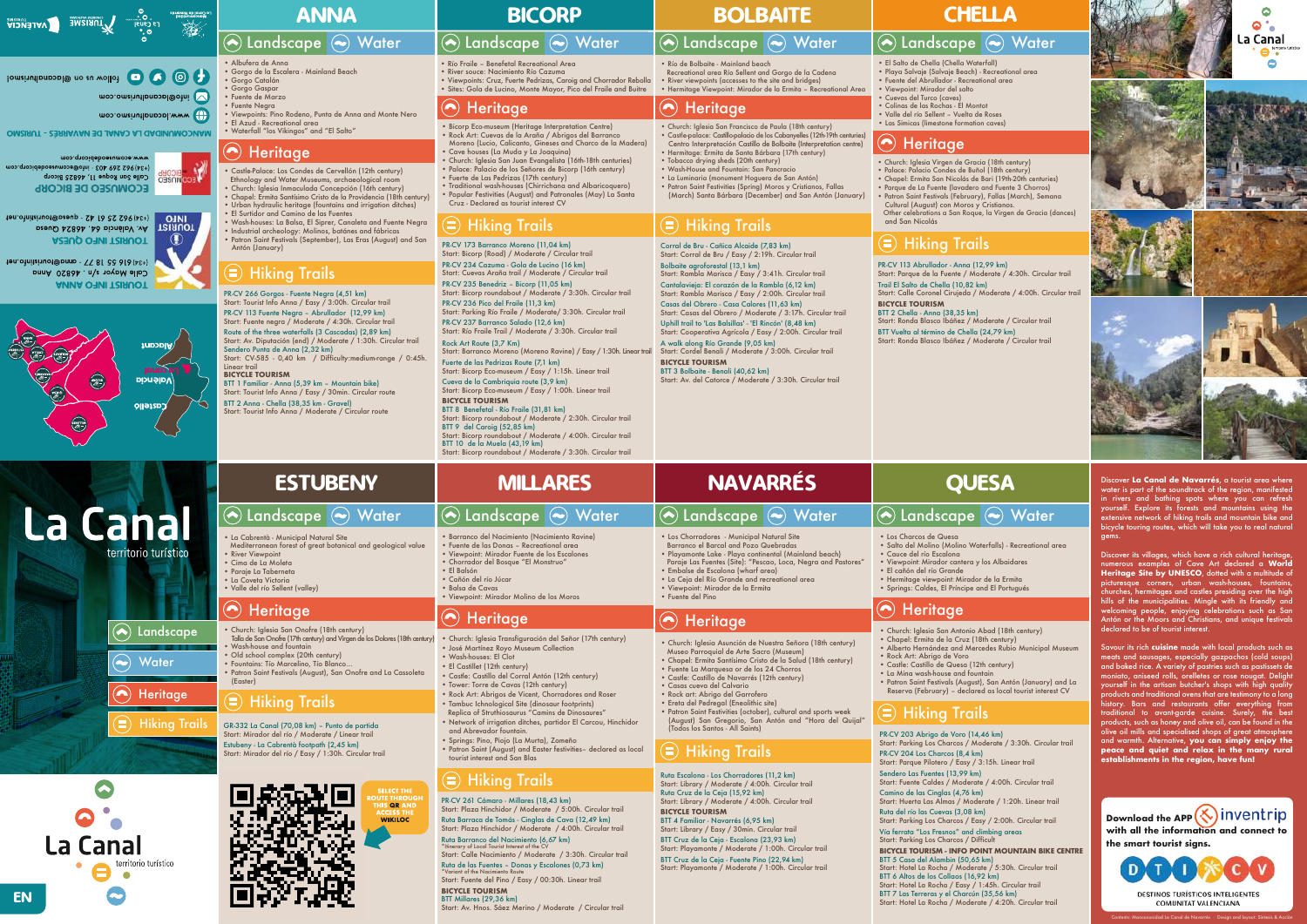# ANNA

## Landscape / Water

- Albufera de Anna
- Gorgo de la Escalera - Mainland Beach
- Gorgo Catalán
- Gorgo Gaspar
- Fuente de Marzo
- Fuente Negra
- Viewpoints: Pino Rodeno, Punta de Anna and Monte Nero
- El Azud - Recreational area
- Waterfall "los Vikingos" and "El Salto"

## Heritage

- Castle-Palace: Los Condes de Cervellón (12th century) Ethnology and Water Museums, archaeological room
- Church: Iglesia Inmaculada Concepción (16th century)
- Chapel: Ermita Santísimo Cristo de la Providencia (18th century)
- Urban hydraulic heritage (fountains and irrigation ditches)
- El Surtidor and Camino de las Fuentes
- Wash-houses: La Balsa, El Siprer, Canaleta and Fuente Negra
- Industrial archeology: Molinos, batánes and fábricas
- Patron Saint Festivals (September), Las Eras (August) and San Antón (January)

## Hiking Trails

PR-CV 266 Gorgos - Fuente Negra (4,51 km)
Start: Tourist Info Anna / Easy / 3:00h. Circular trail

PR-CV 113 Fuente Negra – Abrullador (12,99 km)
Start: Fuente negra / Moderate / 4:30h. Circular trail

Route of the three waterfalls (3 Cascadas) (2,89 km)
Start: Av. Diputación (end) / Moderate / 1:30h. Circular trail

Sendero Punta de Anna (2,32 km)
Start: CV-585 - 0,40 km / Difficulty:medium-range / 0:45h. Linear trail

**BICYCLE TOURISM**

BTT 1 Familiar - Anna (5,39 km – Mountain bike)
Start: Tourist Info Anna / Easy / 30min. Circular route

BTT 2 Anna - Chella (38,35 km - Gravel)
Start: Tourist Info Anna / Moderate / Circular route

# BICORP

## Landscape / Water

- Río Fraile – Benefetal Recreational Area
- River source: Nacimiento Río Cazuma
- Viewpoints: Cruz, Fuerte Pedrizas, Caroig and Chorrador Rebolla
- Sites: Gola de Lucino, Monte Mayor, Pico del Fraile and Buitre

## Heritage

- Bicorp Eco-museum (Heritage Interpretation Centre)
- Rock Art: Cuevas de la Araña / Abrigos del Barranco Moreno (Lucio, Calicanto, Gineses and Charco de la Madera)
- Cave houses (La Muda y La Joaquina)
- Church: Iglesia San Juan Evangelista (16th-18th centuries)
- Palace: Palacio de los Señores de Bicorp (16th century)
- Fuerte de Las Pedrizas (17th century)
- Traditional wash-houses (Chirrichana and Albaricoquero)
- Popular Festivities (August) and Patronales (May) La Santa Cruz - Declared as tourist interest CV

## Hiking Trails

PR-CV 173 Barranco Moreno (11,04 km)
Start: Bicorp (Road) / Moderate / Circular trail

PR-CV 234 Cazuma - Gola de Lucino (16 km)
Start: Cuevas Araña trail / Moderate / Circular trail

PR-CV 235 Benedriz – Bicorp (11,05 km)
Start: Bicorp roundabout / Moderate / 3:30h. Circular trail

PR-CV 236 Pico del Fraile (11,3 km)
Start: Parking Río Fraile / Moderate/ 3:30h. Circular trail

PR-CV 237 Barranco Salado (12,6 km)
Start: Río Fraile Trail / Moderate / 3:30h. Circular trail

Rock Art Route (3,7 Km)
Start: Barranco Moreno (Moreno Ravine) / Easy / 1:30h. Linear trail

Fuerte de las Pedrizas Route (7,1 km)
Start: Bicorp Eco-museum / Easy / 1:15h. Linear trail

Cueva de la Cambriquia route (3,9 km)
Start: Bicorp Eco-museum / Easy / 1:00h. Linear trail

**BICYCLE TOURISM**

BTT 8 Benefetal - Río Fraile (31,81 km)
Start: Bicorp roundabout / Moderate / 2:30h. Circular trail

BTT 9 del Caroig (52,85 km)
Start: Bicorp roundabout / Moderate / 4:00h. Circular trail

BTT 10 de la Muela (43,19 km)
Start: Bicorp roundabout / Moderate / 3:30h. Circular trail

# BOLBAITE

## Landscape / Water

- Río de Bolbaite - Mainland beach Recreational area Río Sellent and Gorgo de la Cadena
- River viewpoints (accesses to the site and bridges)
- Hermitage Viewpoint: Mirador de la Ermita – Recreational Area

## Heritage

- Church: Iglesia San Francisco de Paula (18th century)
- Castle-palace: Castillo-palacio de los Cabanyelles (12th-19th centuries) Centro Interpretación Castillo de Bolbaite (Interpretation centre)
- Hermitage: Ermita de Santa Bárbara (17th century)
- Tobacco drying sheds (20th century)
- Wash-house and Fountain: San Pancracio
- La Luminaria (monument Hoguera de San Antón)
- Patron Saint Festivities (Spring) Moros y Cristianos, Fallas (March) Santa Bárbara (December) and San Antón (January)

## Hiking Trails

Corral de Bru - Cañica Alcaide (7,83 km)
Start: Corral de Bru / Easy / 2:19h. Circular trail

Bolbaite agroforestal (13,1 km)
Start: Rambla Marisca / Easy / 3:41h. Circular trail

Cantalavieja: El corazón de la Rambla (6,12 km)
Start: Rambla Marisca / Easy / 2:00h. Circular trail

Casas del Obrero - Casa Calores (11,63 km)
Start: Casas del Obrero / Moderate / 3:17h. Circular trail

Uphill trail to 'Las Balsillas' - 'El Rincón' (8,48 km)
Start: Cooperativa Agrícola / Easy / 2:00h. Circular trail

A walk along Río Grande (9,05 km)
Start: Cordel Benali / Moderate / 3:00h. Circular trail

**BICYCLE TOURISM**

BTT 3 Bolbaite - Benali (40,62 km)
Start: Av. del Catorce / Moderate / 3:30h. Circular trail

# CHELLA

## Landscape / Water

- El Salto de Chella (Chella Waterfall)
- Playa Salvaje (Salvaje Beach) - Recreational area
- Fuente del Abrullador - Recreational area
- Viewpoint: Mirador del salto
- Cuevas del Turco (caves)
- Colinas de las Rochas - El Montot
- Valle del río Sellent – Vuelta de Roses
- Las Simicas (limestone formation caves)

## Heritage

- Church: Iglesia Virgen de Gracia (18th century)
- Palace: Palacio Condes de Buñol (18th century)
- Chapel: Ermita San Nicolás de Bari (19th-20th centuries)
- Parque de La Fuente (lavadero and Fuente 3 Chorros)
- Patron Saint Festivals (February), Fallas (March), Semana Cultural (August) con Moros y Cristianos. Other celebrations a San Roque, la Virgen de Gracia (dances) and San Nicolás

## Hiking Trails

PR-CV 113 Abrullador - Anna (12,99 km)
Start: Parque de la Fuente / Moderate / 4:30h. Circular trail

Trail El Salto de Chella (10,82 km)
Start: Calle Coronel Cirujeda / Moderate / 4:00h. Circular trail

**BICYCLE TOURISM**

BTT 2 Chella - Anna (38,35 km)
Start: Ronda Blasco Ibáñez / Moderate / Circular trail

BTT Vuelta al término de Chella (24,79 km)
Start: Ronda Blasco Ibáñez / Moderate / Circular trail

# ESTUBENY

## Landscape / Water

- La Cabrentà - Municipal Natural Site Mediterranean forest of great botanical and geological value
- River Viewpoint
- Cima de La Muela
- Paraje La Tabernera
- La Coveta Victoria
- Valle del río Sellent (valley)

## Heritage

- Church: Iglesia San Onofre (18th century) Talla de San Onofre (17th century) and Virgen de los Dolores (18th century)
- Wash-house and fountain
- Old school complex (20th century)
- Fountains: Tío Marcelino, Tío Blanco...
- Patron Saint Festivals (August), San Onofre and La Cassoleta (Easter)

## Hiking Trails

GR-332 La Canal (70,08 km) – Punto de partida
Start: Mirador del río / Moderate / Linear trail

Estubeny - La Cabrentà footpath (2,45 km)
Start: Mirador del río / Easy / 1:30h. Circular trail

SELECT THE ROUTE THROUGH THIS QR AND ACCESS THE WIKILOC

# MILLARES

## Landscape / Water

- Barranco del Nacimiento (Nacimiento Ravine)
- Fuente de las Donas – Recreational area
- Viewpoint: Mirador Fuente de los Escalones
- Chorrador del Bosque "El Monstruo"
- El Batán
- Cañón del río Júcar
- Balsa de Cavas
- Viewpoint: Mirador Molino de los Moros

## Heritage

- Church: Iglesia Transfiguración del Señor (17th century)
- José Martínez Royo Museum Collection
- Wash-houses: El Clot
- El Castillet (12th century)
- Castle: Castillo del Corral Antón (12th century)
- Tower: Torre de Cavas (12th century)
- Rock Art: Abrigos de Vicent, Chorradores and Roser
- Tambuc Ichnological Site (dinosaur footprints) Replica of Struthiosaurus "Camins de Dinosaures"
- Network of irrigation ditches, partidor El Carcou, Hinchidor and Abrevador fountain.
- Springs: Pino, Piojo (La Murta), Zomeño
- Patron Saint (August) and Easter festivities– declared as local tourist interest and San Blas

## Hiking Trails

PR-CV 261 Cámara - Millares (18,43 km)
Start: Plaza Hinchidor / Moderate / 5:00h. Circular trail

Ruta Barraca de Tomás - Cinglas de Cava (12,49 km)
Start: Plaza Hinchidor / Moderate / 4:00h. Circular trail

Ruta Barranco del Nacimiento (6,67 km)
*Itinerary of Local Tourist Interest of the CV
Start: Calle Nacimiento / Moderate / 3:30h. Circular trail

Ruta de las Fuentes – Donas y Escalones (0,73 km)
*Variant of the Nacimiento Route
Start: Fuente del Pino / Easy / 00:30h. Lineal trail

**BICYCLE TOURISM**

BTT Millares (29,36 km)
Start: Av. Hnos. Sáez Merino / Moderate / Circular trail

# NAVARRÉS

## Landscape / Water

- Los Chorradores - Municipal Natural Site Barranco el Barcal and Pozo Quebradas
- Playamonte Lake - Playa continental (Mainland beach) Paraje Las Fuentes (Site): "Pescao, Loca, Negra and Pastores"
- Embalse de Escalona (wharf area)
- La Ceja del Río Grande and recreational area
- Viewpoint: Mirador de la Ermita
- Fuente del Pino

## Heritage

- Church: Iglesia Asunción de Nuestra Señora (18th century) Museo Parroquial de Arte Sacro (Museum)
- Chapel: Ermita Santísimo Cristo de la Salud (18th century)
- Fuente La Marquesa or de los 24 Chorros
- Castle: Castillo de Navarrés (12th century)
- Casas cueva del Calvario
- Rock art: Abrigo del Garrofero
- Ereta del Pedregal (Eneolithic site)
- Patron Saint Festivals (october), cultural and sports week (August) San Gregorio, San Antón and "Hora del Quijal" (Todos los Santos - All Saints)

## Hiking Trails

Ruta Escalona - Los Chorradores (11,2 km)
Start: Library / Moderate / 4:00h. Circular trail

Ruta Cruz de la Ceja (15,92 km)
Start: Library / Moderate / 4:00h. Circular trail

**BICYCLE TOURISM**

BTT 4 Familiar - Navarrés (6,95 km)
Start: Library / Easy / 30min. Circular trail

BTT Cruz de la Ceja - Escalona (23,93 km)
Start: Playamonte / Moderate / 1:00h. Circular trail

BTT Cruz de la Ceja - Fuente Pino (22,94 km)
Start: Playamonte / Moderate / 1:00h. Circular trail

# QUESA

## Landscape / Water

- Los Charcos de Quesa
- Salto del Molino (Molino Waterfalls) - Recreational area
- Cauce del río Escalona
- Viewpoint Mirador cantera y los Albaidares
- El cañón del río Grande
- Hermitage viewpoint: Mirador de la Ermita
- Springs: Caldes, El Príncipe and El Portugués

## Heritage

- Church: Iglesia San Antonio Abad (18th century)
- Chapel: Ermita de la Cruz (18th century)
- Alberto Hernández and Mercedes Rubio Municipal Museum
- Rock Art: Abrigo de Voro
- Castle: Castillo de Quesa (12th century)
- La Mina wash-house and fountain
- Patron Saint Festivals (August), San Antón (January) and La Reserva (February) – declared as local tourist interest CV

## Hiking Trails

PR-CV 203 Abrigo de Voro (14,46 km)
Start: Parking Los Charcos / Moderate / 3:30h. Circular trail

PR-CV 204 Los Charcos (8,4 km)
Start: Parque Pilotero / Easy / 3:15h. Linear trail

Sendero Las Fuentes (13,99 km)
Start: Fuente Caldes / Moderate / 4:00h. Circular trail

Camino de las Cinglas (4,76 km)
Start: Huerta Las Almas / Moderate / 1:20h. Linear trail

Ruta del río las Cuevas (3,08 km)
Start: Parking Los Charcos / Easy / 2:00h. Circular trail

Vía ferrata "Los Fresnos" and climbing areas
Start: Parking Los Charcos / Difficult

**BICYCLE TOURISM - INFO POINT MOUNTAIN BIKE CENTRE**

BTT 5 Casa del Alambín (50,65 km)
Start: Hotel La Rocha / Moderate / 5:30h. Circular trail

BTT 6 Altos de los Collaos (16,92 km)
Start: Hotel La Rocha / Easy / 1:45h. Circular trail

BTT 7 Las Terreras y el Charcón (35,56 km)
Start: Hotel La Rocha / Moderate / 4:20h. Circular trail

# La Canal territorio turístico

- Landscape
- Water
- Heritage
- Hiking Trails

Discover **La Canal de Navarrés**, a tourist area where water is part of the soundtrack of the region, manifested in rivers and bathing spots where you can refresh yourself. Explore its forests and mountains using the extensive network of hiking trails and mountain bike and bicycle touring routes, which will take you to real natural gems.

Discover its villages, which have a rich cultural heritage, numerous examples of Cave Art declared a **World Heritage Site by UNESCO**, dotted with a multitude of picturesque corners, urban wash-houses, fountains, churches, hermitages and castles presiding over the high hills of the municipalities. Mingle with its friendly and welcoming people, enjoying celebrations such as San Antón or the Moors and Christians, and unique festivals declared to be of tourist interest.

Savour its rich **cuisine** made with local products such as meats and sausages, especially gazpachos (cold soups) and baked rice. A variety of pastries such as pastissets de moniato, aniseed rolls, orelletes or rose nougat. Delight yourself in the artisan butcher's shops with high quality products and traditional ovens that are testimony to a long history. Bars and restaurants offer everything from traditional to avant-garde cuisine. Surely, the best products, such as honey and olive oil, can be found in the olive oil mills and specialised shops of great atmosphere and warmth. Alternatively, **you can simply enjoy the peace and quiet and relax in the many rural establishments in the region, have fun!**

Download the APP inventrip with all the information and connect to the smart tourist signs.

DESTINOS TURÍSTICOS INTELIGENTES COMUNITAT VALENCIANA

Contents: Mancomunidad La Canal de Navarrés · Design and layout: Síntesis & Acción

TOURIST INFO ANNA
Calle Mayor s/n · 46820 Anna
(+34) 616 55 18 77 · anna@touristinfo.net

TOURIST INFO QUESA
Av. Valencia 64, 46824 Quesa
(+34) 962 25 61 42 · quesa@touristinfo.net

ECOMUSEO DE BICORP
Calle San Roque 11, 46825 Bicorp
(+34) 962 269 403 · info@ecomuseodebicorp.com
www.ecomuseodebicorp.com

MANCOMUNIDAD LA CANAL DE NAVARRÉS - TURISMO
www.lacanalturismo.com
info@lacanalturismo.com
follow us on @lacanalturismo

EN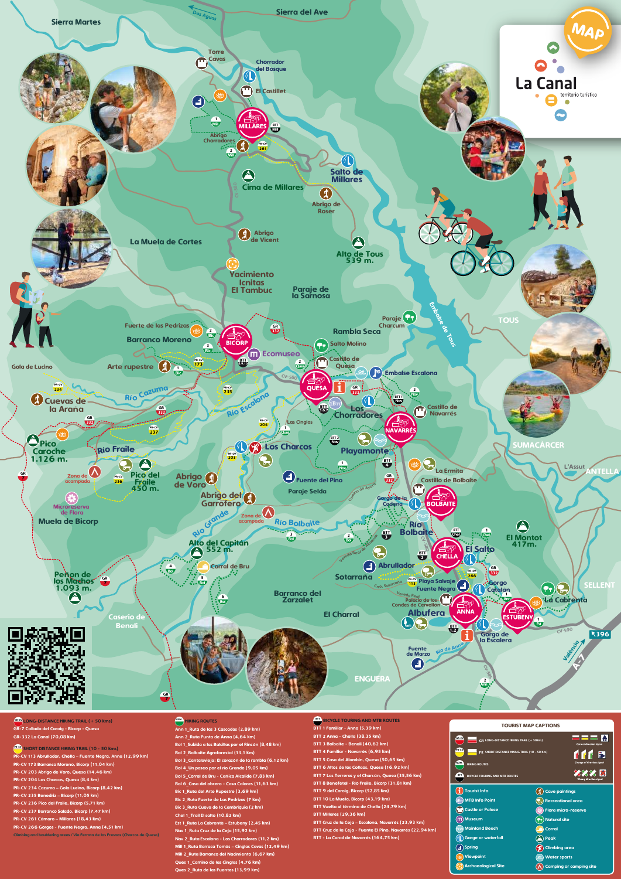# La Canal

territorio turístico

MAP

## LONG-DISTANCE HIKING TRAIL (+ 50 kms)

- GR-7 Collado del Caroig - Bicorp - Quesa
- GR-332 La Canal (70,08 km)

## SHORT DISTANCE HIKING TRAIL (10 - 50 kms)

- PR-CV 113 Abrullador, Chella – Fuente Negra, Anna (12,99 km)
- PR-CV 173 Barranco Moreno, Bicorp (11,04 km)
- PR-CV 203 Abrigo de Voro, Quesa (14,46 km)
- PR-CV 204 Los Charcos, Quesa (8,4 km)
- PR-CV 234 Cazuma – Gola Lucino, Bicorp (8,42 km)
- PR-CV 235 Benedriz – Bicorp (11,05 km)
- PR-CV 236 Pico del Fraile, Bicorp (5,71 km)
- PR-CV 237 Barranco Salado, Bicorp (7,47 km)
- PR-CV 261 Cámara – Millares (18,43 km)
- PR-CV 266 Gorgos - Fuente Negra, Anna (4,51 km)

Climbing and bouldering areas / Vía Ferrata de las Fresnos (Charcos de Quesa)

## HIKING ROUTES

- Ann 1_Ruta de las 3 Cascadas (2,89 km)
- Ann 2_Ruta Punta de Anna (4,64 km)
- Bol 1_Subida a las Balsillas por el Rincón (8,48 km)
- Bol 2_Bolbaite Agroforestal (13,1 km)
- Bol 3_Cantalovieja: El corazón de la rambla (6,12 km)
- Bol 4_Un paseo por el río Grande (9,05 km)
- Bol 5_Corral de Bru - Cañica Alcalide (7,83 km)
- Bol 6_Casa del obrero - Casa Calores (11,63 km)
- Bic 1_Ruta del Arte Rupestre (3,69 km)
- Bic 2_Ruta Fuente de Las Pedrizas (7 km)
- Bic 3_Ruta Cueva de la Cambriquia (2 km)
- Chel 1_Trail El salto (10,82 km)
- Est 1_Ruta La Cabrenta – Estubeny (2,45 km)
- Nav 1_Ruta Cruz de la Ceja (15,92 km)
- Nav 2_Ruta Escalona - Los Chorradores (11,2 km)
- Mill 1_Ruta Barraca Tomás – Cinglas Cavas (12,49 km)
- Mill 2_Ruta Barranco del Nacimiento (6,67 km)
- Ques 1_Camino de las Cinglas (4,76 km)
- Ques 2_Ruta de las Fuentes (13,99 km)

## BICYCLE TOURING AND MTB ROUTES

- BTT 1 Familiar - Anna (5,39 km)
- BTT 2 Anna - Chella (38,35 km)
- BTT 3 Bolbaite - Benali (40,62 km)
- BTT 4 Familiar - Navarrés (6,95 km)
- BTT 5 Casa del Alambin, Quesa (50,65 km)
- BTT 6 Altos de los Collaos, Quesa (16,92 km)
- BTT 7 Las Terreras y el Charcún, Quesa (35,56 km)
- BTT 8 Benefetal - Río Fraile, Bicorp (31,81 km)
- BTT 9 del Caroig, Bicorp (52,85 km)
- BTT 10 La Muela, Bicorp (43,19 km)
- BTT Vuelta al término de Chella (24,79 km)
- BTT Millares (29,36 km)
- BTT Cruz de la Ceja – Escalona, Navarrés (23,93 km)
- BTT Cruz de la Ceja – Fuente El Pino, Navarrés (22,94 km)
- BTT - La Canal de Navarrés (164,75 km)

## TOURIST MAP CAPTIONS

- GR: LONG-DISTANCE HIKING TRAIL (+ 50km)
- PR: SHORT DISTANCE HIKING TRAIL (10 - 50 km)
- HIKING ROUTES
- BICYCLE TOURING AND MTB ROUTES

Correct direction signal · Change of direction signal · Wrong direction signal

| | |
|---|---|
| Tourist Info | Cave paintings |
| MTB Info Point | Recreational area |
| Castle or Palace | Flora micro-reserve |
| Museum | Natural site |
| Mainland Beach | Corral |
| Gorge or waterfall | Peak |
| Spring | Climbing area |
| Viewpoint | Water sports |
| Archaeological Site | Camping or camping site |

Sierra Martes · Sierra del Ave · Dos Aguas · Torre Cavas · Chorrador del Bosque · El Castillet · MILLARES · Abrigo Chorradores · Salto de Millares · Cima de Millares · Abrigo de Roser · Abrigo de Vicent · La Muela de Cortes · Alto de Tous 539 m. · Yacimiento Icnitas El Tambuc · Paraje de la Sarnosa · Embalse de Tous · TOUS · Paraje Charcum · Fuerte de las Pedrizas · Barranco Moreno · BICORP · Ecomuseo · Rambla Seca · Salto Molino · Castillo de Quesa · Embalse Escalona · Gola de Lucino · Arte rupestre · Río Cazuma · QUESA · Río Escalona · Cuevas de la Araña · Los Chorradores · Castillo de Navarrés · NAVARRÉS · SUMACÀRCER · Pico Caroche 1.126 m. · Río Fraile · Las Cinglas · Los Charcos · Playamonte · L'Assut · ANTELLA · Zona de acampada · Pico del Fraile 450 m. · Abrigo de Voro · Fuente del Pino · La Ermita · Castillo de Bolbaite · Microreserva de Flora · Paraje Selda · Camino de Ayora · Abrigo del Garrofero · Gorgo de la Cadena · BOLBAITE · Muela de Bicorp · Río Grande · Zona de acampada · Río Bolbaite · Río Bolbaite · Alto del Capitán 552 m. · El Montot 417m. · Corral de Bru · El Salto · CHELLA · Vereda Real de Almansa · Abrullador · Peñon de los Machos 1.093 m. · Sotarraña · Playa Salvaje · Fuente Negra · Gorgo Catalán · SELLENT · Barranco del Zarzalet · Palacio de los Condes de Cervellón · La Cabrenta · Caserío de Benali · El Charral · Albufera · ANNA · ESTUBENY · Gorgo de la Escalera · Fuente de Marzo · Río de Anna · ENGUERA · CV-590 · 396 · Valencia · A-7 · CV-580